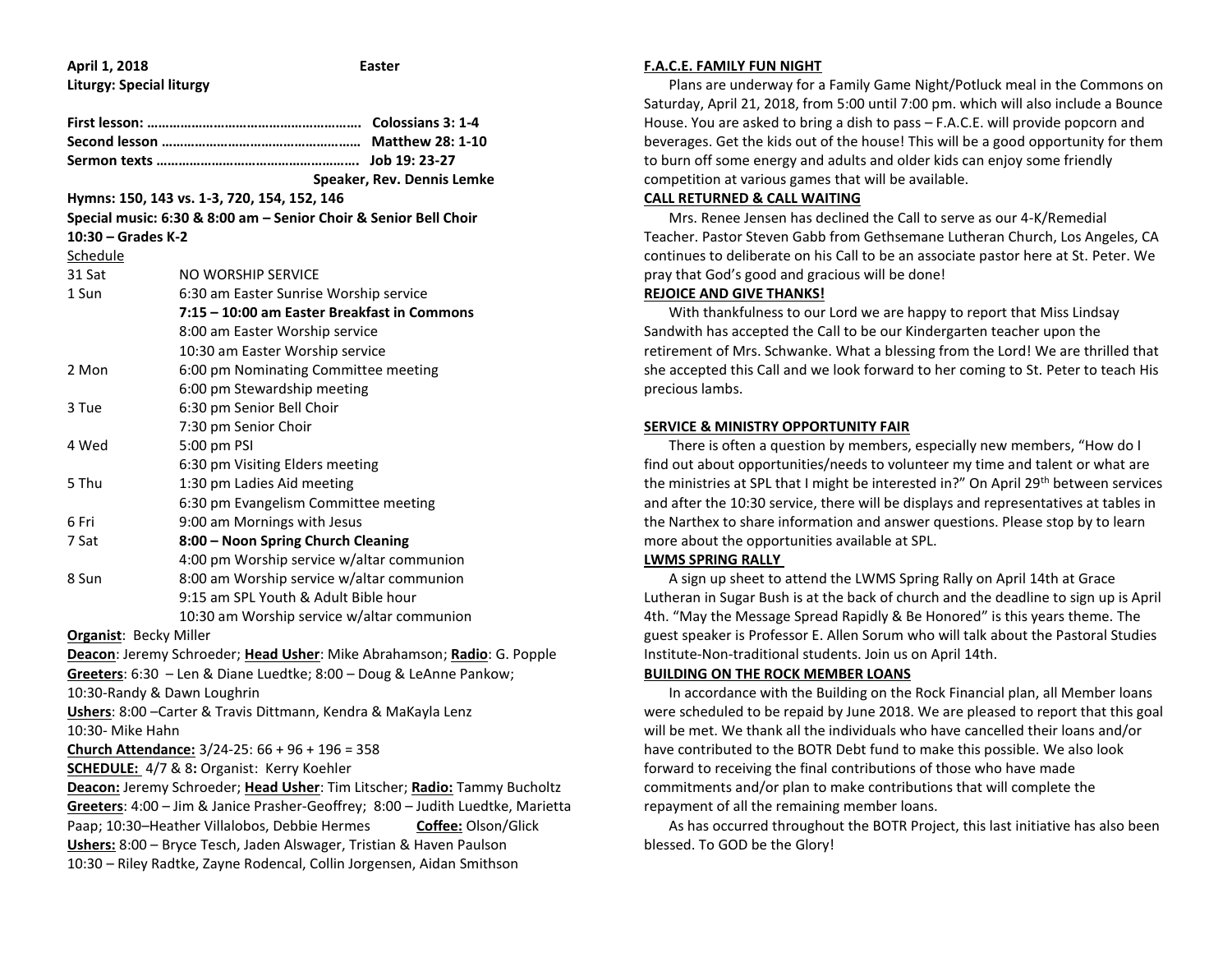**April 1, 2018** **Easter**

**Liturgy: Special liturgy**

**First lesson: ………………………………………………… Colossians 3: 1-4**
**Second lesson …………………………………………… Matthew 28: 1-10**
**Sermon texts ……………………………………………. Job 19: 23-27**
**Speaker, Rev. Dennis Lemke**

**Hymns: 150, 143 vs. 1-3, 720, 154, 152, 146**

**Special music: 6:30 & 8:00 am – Senior Choir & Senior Bell Choir**
**10:30 – Grades K-2**

Schedule

| | |
|---|---|
| 31 Sat | NO WORSHIP SERVICE |
| 1 Sun | 6:30 am Easter Sunrise Worship service |
| | **7:15 – 10:00 am Easter Breakfast in Commons** |
| | 8:00 am Easter Worship service |
| | 10:30 am Easter Worship service |
| 2 Mon | 6:00 pm Nominating Committee meeting |
| | 6:00 pm Stewardship meeting |
| 3 Tue | 6:30 pm Senior Bell Choir |
| | 7:30 pm Senior Choir |
| 4 Wed | 5:00 pm PSI |
| | 6:30 pm Visiting Elders meeting |
| 5 Thu | 1:30 pm Ladies Aid meeting |
| | 6:30 pm Evangelism Committee meeting |
| 6 Fri | 9:00 am Mornings with Jesus |
| 7 Sat | **8:00 – Noon Spring Church Cleaning** |
| | 4:00 pm Worship service w/altar communion |
| 8 Sun | 8:00 am Worship service w/altar communion |
| | 9:15 am SPL Youth & Adult Bible hour |
| | 10:30 am Worship service w/altar communion |

**Organist**: Becky Miller

**Deacon**: Jeremy Schroeder; **Head Usher**: Mike Abrahamson; **Radio**: G. Popple

**Greeters**: 6:30 – Len & Diane Luedtke; 8:00 – Doug & LeAnne Pankow; 10:30-Randy & Dawn Loughrin

**Ushers**: 8:00 –Carter & Travis Dittmann, Kendra & MaKayla Lenz
10:30- Mike Hahn

**Church Attendance:** 3/24-25: 66 + 96 + 196 = 358

**SCHEDULE:** 4/7 & 8**:** Organist: Kerry Koehler

**Deacon:** Jeremy Schroeder; **Head Usher**: Tim Litscher; **Radio:** Tammy Bucholtz

**Greeters**: 4:00 – Jim & Janice Prasher-Geoffrey; 8:00 – Judith Luedtke, Marietta Paap; 10:30–Heather Villalobos, Debbie Hermes **Coffee:** Olson/Glick

**Ushers:** 8:00 – Bryce Tesch, Jaden Alswager, Tristian & Haven Paulson
10:30 – Riley Radtke, Zayne Rodencal, Collin Jorgensen, Aidan Smithson

## F.A.C.E. FAMILY FUN NIGHT

Plans are underway for a Family Game Night/Potluck meal in the Commons on Saturday, April 21, 2018, from 5:00 until 7:00 pm. which will also include a Bounce House. You are asked to bring a dish to pass – F.A.C.E. will provide popcorn and beverages. Get the kids out of the house! This will be a good opportunity for them to burn off some energy and adults and older kids can enjoy some friendly competition at various games that will be available.

## CALL RETURNED & CALL WAITING

Mrs. Renee Jensen has declined the Call to serve as our 4-K/Remedial Teacher. Pastor Steven Gabb from Gethsemane Lutheran Church, Los Angeles, CA continues to deliberate on his Call to be an associate pastor here at St. Peter. We pray that God's good and gracious will be done!

## REJOICE AND GIVE THANKS!

With thankfulness to our Lord we are happy to report that Miss Lindsay Sandwith has accepted the Call to be our Kindergarten teacher upon the retirement of Mrs. Schwanke. What a blessing from the Lord! We are thrilled that she accepted this Call and we look forward to her coming to St. Peter to teach His precious lambs.

## SERVICE & MINISTRY OPPORTUNITY FAIR

There is often a question by members, especially new members, "How do I find out about opportunities/needs to volunteer my time and talent or what are the ministries at SPL that I might be interested in?" On April 29th between services and after the 10:30 service, there will be displays and representatives at tables in the Narthex to share information and answer questions. Please stop by to learn more about the opportunities available at SPL.

## LWMS SPRING RALLY

A sign up sheet to attend the LWMS Spring Rally on April 14th at Grace Lutheran in Sugar Bush is at the back of church and the deadline to sign up is April 4th. "May the Message Spread Rapidly & Be Honored" is this years theme. The guest speaker is Professor E. Allen Sorum who will talk about the Pastoral Studies Institute-Non-traditional students. Join us on April 14th.

## BUILDING ON THE ROCK MEMBER LOANS

In accordance with the Building on the Rock Financial plan, all Member loans were scheduled to be repaid by June 2018. We are pleased to report that this goal will be met. We thank all the individuals who have cancelled their loans and/or have contributed to the BOTR Debt fund to make this possible. We also look forward to receiving the final contributions of those who have made commitments and/or plan to make contributions that will complete the repayment of all the remaining member loans.

As has occurred throughout the BOTR Project, this last initiative has also been blessed. To GOD be the Glory!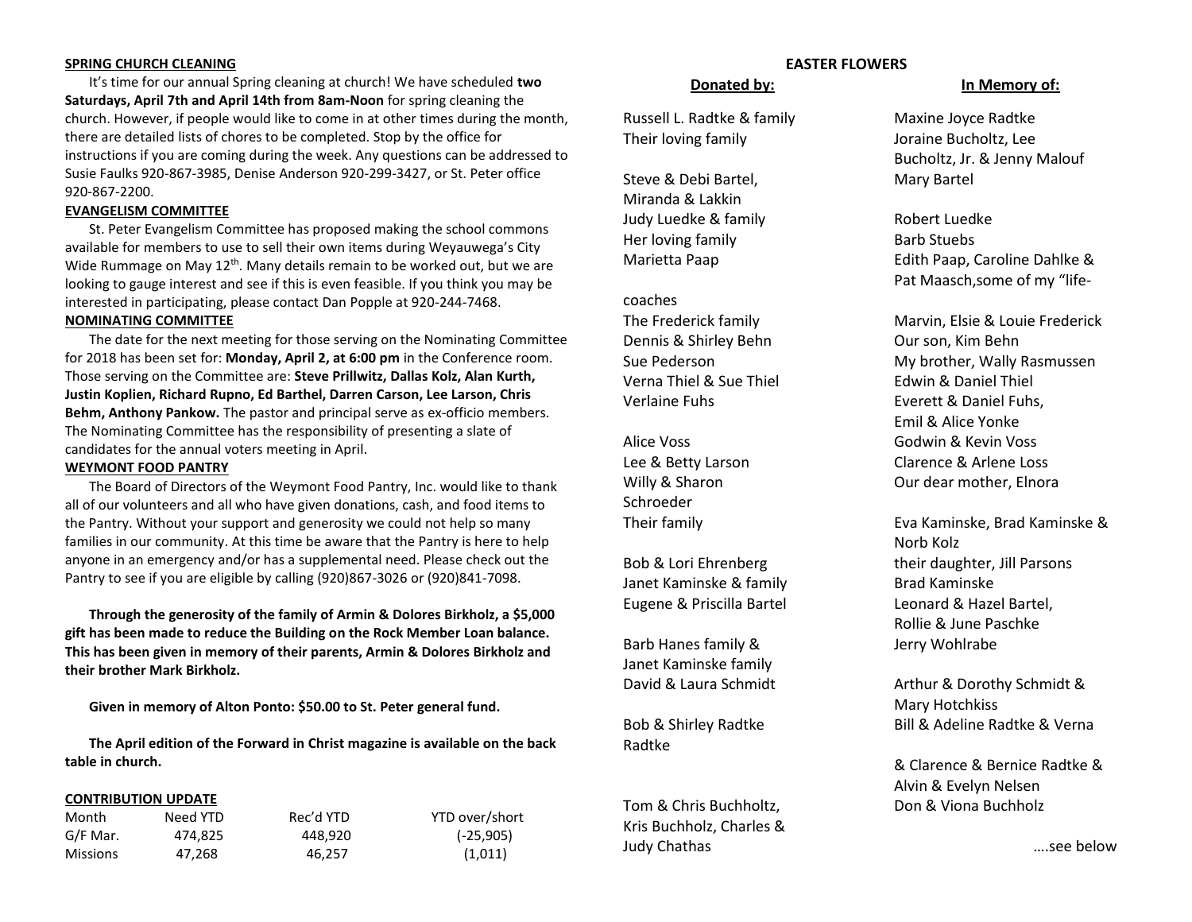## SPRING CHURCH CLEANING

It's time for our annual Spring cleaning at church! We have scheduled **two Saturdays, April 7th and April 14th from 8am-Noon** for spring cleaning the church. However, if people would like to come in at other times during the month, there are detailed lists of chores to be completed. Stop by the office for instructions if you are coming during the week. Any questions can be addressed to Susie Faulks 920-867-3985, Denise Anderson 920-299-3427, or St. Peter office 920-867-2200.

## EVANGELISM COMMITTEE

St. Peter Evangelism Committee has proposed making the school commons available for members to use to sell their own items during Weyauwega's City Wide Rummage on May 12th. Many details remain to be worked out, but we are looking to gauge interest and see if this is even feasible. If you think you may be interested in participating, please contact Dan Popple at 920-244-7468.

## NOMINATING COMMITTEE

The date for the next meeting for those serving on the Nominating Committee for 2018 has been set for: **Monday, April 2, at 6:00 pm** in the Conference room. Those serving on the Committee are: **Steve Prillwitz, Dallas Kolz, Alan Kurth, Justin Koplien, Richard Rupno, Ed Barthel, Darren Carson, Lee Larson, Chris Behm, Anthony Pankow.** The pastor and principal serve as ex-officio members. The Nominating Committee has the responsibility of presenting a slate of candidates for the annual voters meeting in April.

## WEYMONT FOOD PANTRY

The Board of Directors of the Weymont Food Pantry, Inc. would like to thank all of our volunteers and all who have given donations, cash, and food items to the Pantry. Without your support and generosity we could not help so many families in our community. At this time be aware that the Pantry is here to help anyone in an emergency and/or has a supplemental need. Please check out the Pantry to see if you are eligible by calling (920)867-3026 or (920)841-7098.

**Through the generosity of the family of Armin & Dolores Birkholz, a $5,000 gift has been made to reduce the Building on the Rock Member Loan balance. This has been given in memory of their parents, Armin & Dolores Birkholz and their brother Mark Birkholz.**

**Given in memory of Alton Ponto: $50.00 to St. Peter general fund.**

**The April edition of the Forward in Christ magazine is available on the back table in church.**

## CONTRIBUTION UPDATE

| Month | Need YTD | Rec'd YTD | YTD over/short |
|---|---|---|---|
| G/F Mar. | 474,825 | 448,920 | (-25,905) |
| Missions | 47,268 | 46,257 | (1,011) |

## EASTER FLOWERS

| Donated by: | In Memory of: |
|---|---|
| Russell L. Radtke & family | Maxine Joyce Radtke |
| Their loving family | Joraine Bucholtz, Lee Bucholtz, Jr. & Jenny Malouf |
| Steve & Debi Bartel, Miranda & Lakkin | Mary Bartel |
| Judy Luedke & family | Robert Luedke |
| Her loving family | Barb Stuebs |
| Marietta Paap | Edith Paap, Caroline Dahlke & Pat Maasch,some of my "life-coaches |
| The Frederick family | Marvin, Elsie & Louie Frederick |
| Dennis & Shirley Behn | Our son, Kim Behn |
| Sue Pederson | My brother, Wally Rasmussen |
| Verna Thiel & Sue Thiel | Edwin & Daniel Thiel |
| Verlaine Fuhs | Everett & Daniel Fuhs, Emil & Alice Yonke |
| Alice Voss | Godwin & Kevin Voss |
| Lee & Betty Larson | Clarence & Arlene Loss |
| Willy & Sharon Schroeder | Our dear mother, Elnora |
| Their family | Eva Kaminske, Brad Kaminske & Norb Kolz |
| Bob & Lori Ehrenberg | their daughter, Jill Parsons |
| Janet Kaminske & family | Brad Kaminske |
| Eugene & Priscilla Bartel | Leonard & Hazel Bartel, Rollie & June Paschke |
| Barb Hanes family & Janet Kaminske family | Jerry Wohlrabe |
| David & Laura Schmidt | Arthur & Dorothy Schmidt & Mary Hotchkiss |
| Bob & Shirley Radtke Radtke | Bill & Adeline Radtke & Verna & Clarence & Bernice Radtke & Alvin & Evelyn Nelsen |
| Tom & Chris Buchholtz, Kris Buchholz, Charles & Judy Chathas | Don & Viona Buchholz |

….see below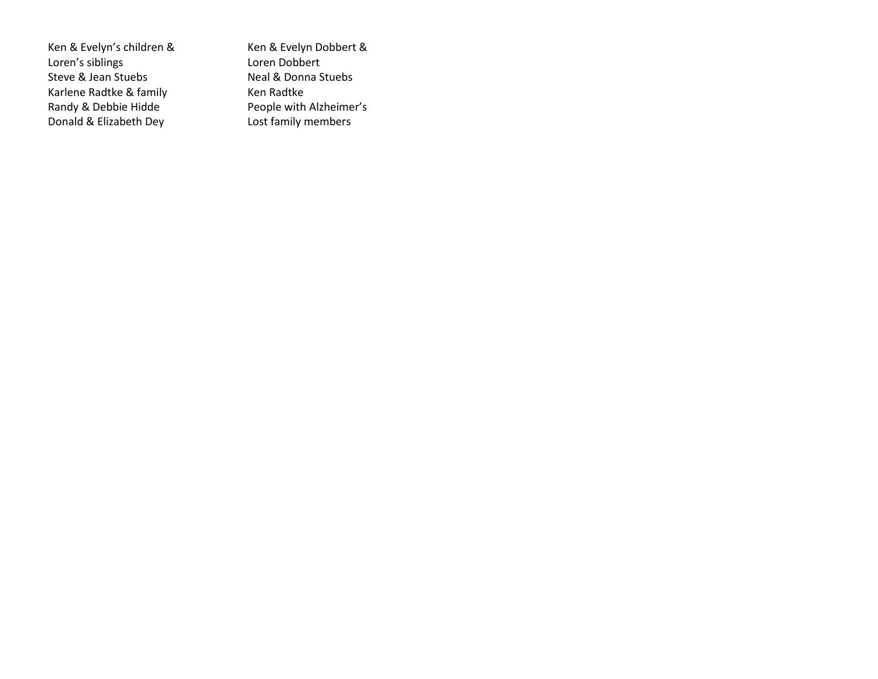Ken & Evelyn's children &
Loren's siblings
Steve & Jean Stuebs
Karlene Radtke & family
Randy & Debbie Hidde
Donald & Elizabeth Dey

Ken & Evelyn Dobbert &
Loren Dobbert
Neal & Donna Stuebs
Ken Radtke
People with Alzheimer's
Lost family members